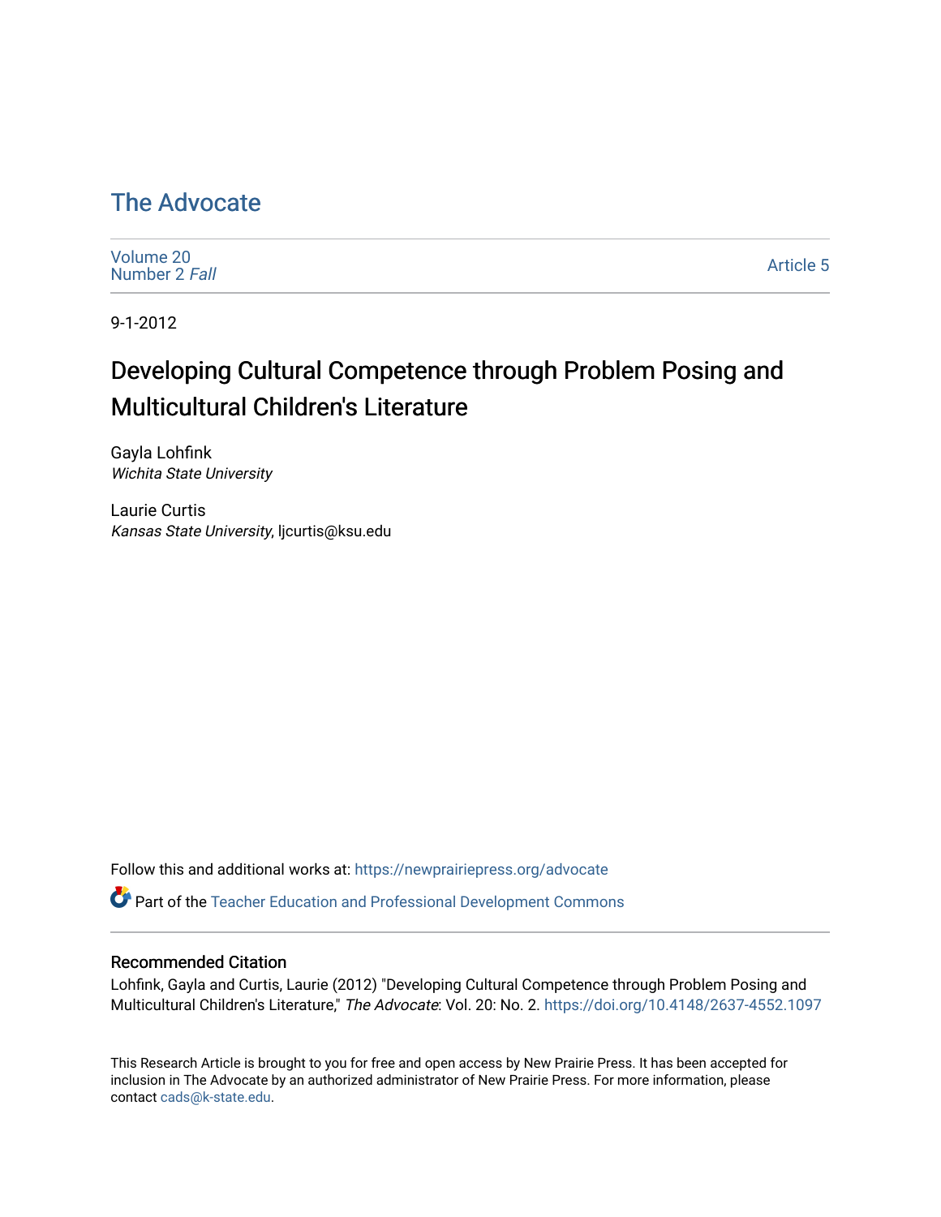# The Advocate

Volume 20
Number 2 *Fall*

Article 5

9-1-2012

## Developing Cultural Competence through Problem Posing and Multicultural Children's Literature

Gayla Lohfink
*Wichita State University*

Laurie Curtis
*Kansas State University*, ljcurtis@ksu.edu

Follow this and additional works at: https://newprairiepress.org/advocate

Part of the Teacher Education and Professional Development Commons

### Recommended Citation

Lohfink, Gayla and Curtis, Laurie (2012) "Developing Cultural Competence through Problem Posing and Multicultural Children's Literature," *The Advocate*: Vol. 20: No. 2. https://doi.org/10.4148/2637-4552.1097

This Research Article is brought to you for free and open access by New Prairie Press. It has been accepted for inclusion in The Advocate by an authorized administrator of New Prairie Press. For more information, please contact cads@k-state.edu.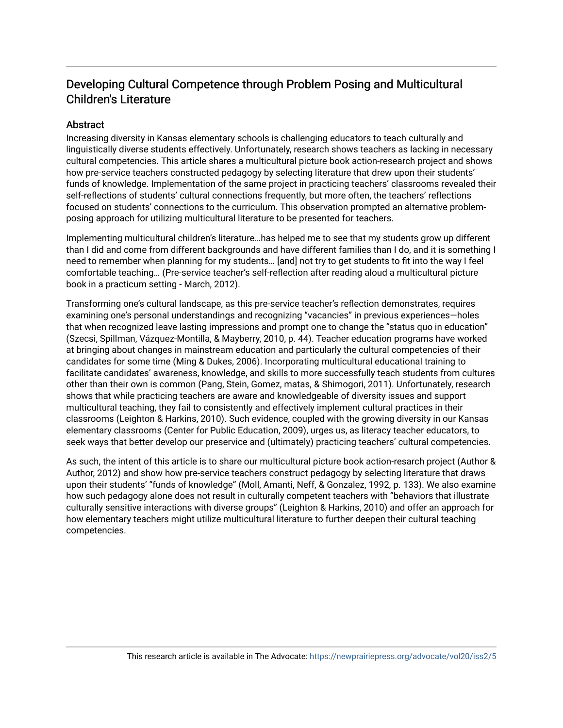## Developing Cultural Competence through Problem Posing and Multicultural Children's Literature

### Abstract

Increasing diversity in Kansas elementary schools is challenging educators to teach culturally and linguistically diverse students effectively. Unfortunately, research shows teachers as lacking in necessary cultural competencies. This article shares a multicultural picture book action-research project and shows how pre-service teachers constructed pedagogy by selecting literature that drew upon their students' funds of knowledge. Implementation of the same project in practicing teachers' classrooms revealed their self-reflections of students' cultural connections frequently, but more often, the teachers' reflections focused on students' connections to the curriculum. This observation prompted an alternative problem-posing approach for utilizing multicultural literature to be presented for teachers.

Implementing multicultural children's literature…has helped me to see that my students grow up different than I did and come from different backgrounds and have different families than I do, and it is something I need to remember when planning for my students… [and] not try to get students to fit into the way I feel comfortable teaching… (Pre-service teacher's self-reflection after reading aloud a multicultural picture book in a practicum setting - March, 2012).

Transforming one's cultural landscape, as this pre-service teacher's reflection demonstrates, requires examining one's personal understandings and recognizing "vacancies" in previous experiences—holes that when recognized leave lasting impressions and prompt one to change the "status quo in education" (Szecsi, Spillman, Vázquez-Montilla, & Mayberry, 2010, p. 44). Teacher education programs have worked at bringing about changes in mainstream education and particularly the cultural competencies of their candidates for some time (Ming & Dukes, 2006). Incorporating multicultural educational training to facilitate candidates' awareness, knowledge, and skills to more successfully teach students from cultures other than their own is common (Pang, Stein, Gomez, matas, & Shimogori, 2011). Unfortunately, research shows that while practicing teachers are aware and knowledgeable of diversity issues and support multicultural teaching, they fail to consistently and effectively implement cultural practices in their classrooms (Leighton & Harkins, 2010). Such evidence, coupled with the growing diversity in our Kansas elementary classrooms (Center for Public Education, 2009), urges us, as literacy teacher educators, to seek ways that better develop our preservice and (ultimately) practicing teachers' cultural competencies.

As such, the intent of this article is to share our multicultural picture book action-research project (Author & Author, 2012) and show how pre-service teachers construct pedagogy by selecting literature that draws upon their students' "funds of knowledge" (Moll, Amanti, Neff, & Gonzalez, 1992, p. 133). We also examine how such pedagogy alone does not result in culturally competent teachers with "behaviors that illustrate culturally sensitive interactions with diverse groups" (Leighton & Harkins, 2010) and offer an approach for how elementary teachers might utilize multicultural literature to further deepen their cultural teaching competencies.

This research article is available in The Advocate: https://newprairiepress.org/advocate/vol20/iss2/5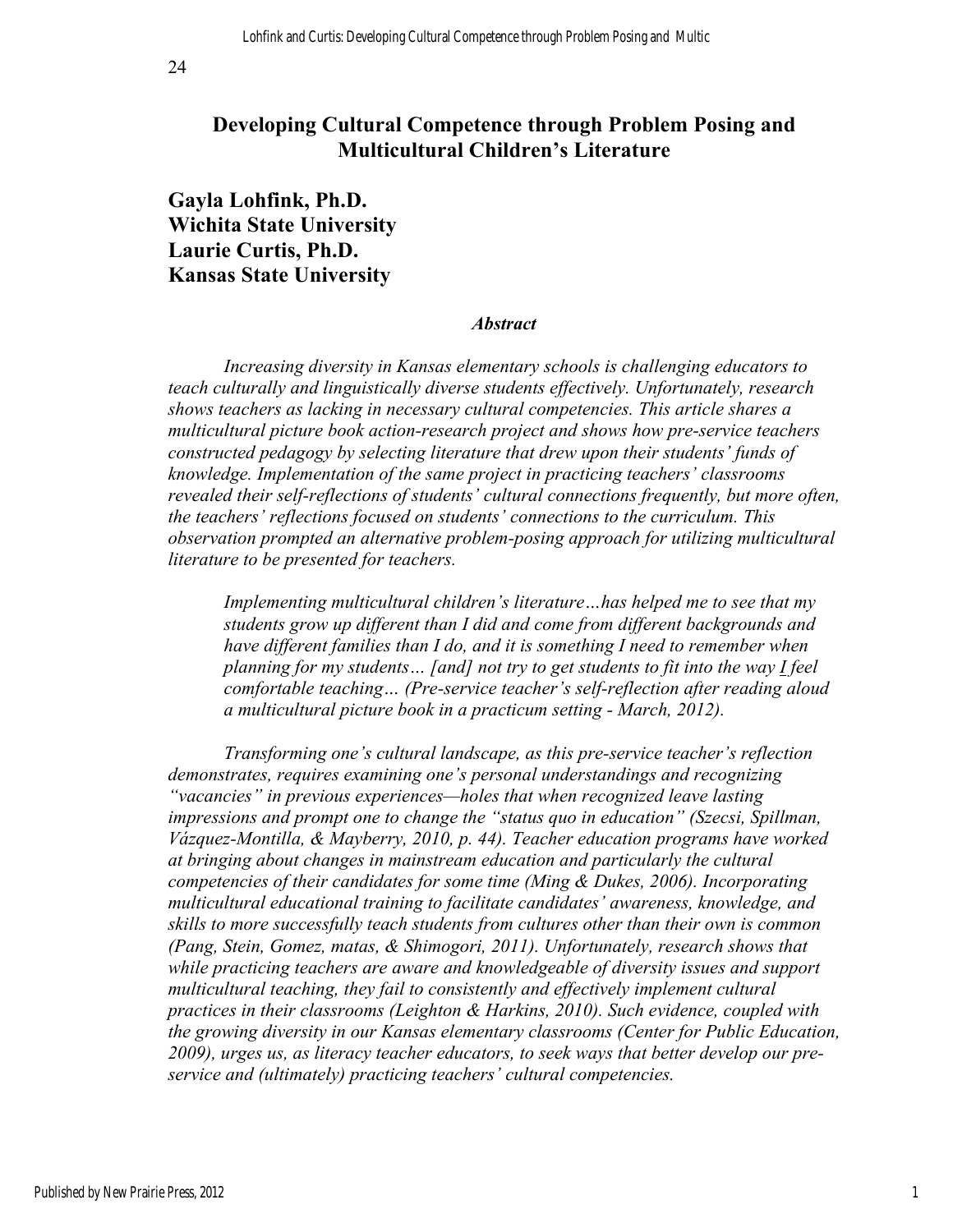# Developing Cultural Competence through Problem Posing and Multicultural Children's Literature

**Gayla Lohfink, Ph.D.**
**Wichita State University**
**Laurie Curtis, Ph.D.**
**Kansas State University**

### *Abstract*

*Increasing diversity in Kansas elementary schools is challenging educators to teach culturally and linguistically diverse students effectively. Unfortunately, research shows teachers as lacking in necessary cultural competencies. This article shares a multicultural picture book action-research project and shows how pre-service teachers constructed pedagogy by selecting literature that drew upon their students' funds of knowledge. Implementation of the same project in practicing teachers' classrooms revealed their self-reflections of students' cultural connections frequently, but more often, the teachers' reflections focused on students' connections to the curriculum. This observation prompted an alternative problem-posing approach for utilizing multicultural literature to be presented for teachers.*

> *Implementing multicultural children's literature…has helped me to see that my students grow up different than I did and come from different backgrounds and have different families than I do, and it is something I need to remember when planning for my students… [and] not try to get students to fit into the way I feel comfortable teaching… (Pre-service teacher's self-reflection after reading aloud a multicultural picture book in a practicum setting - March, 2012).*

*Transforming one's cultural landscape, as this pre-service teacher's reflection demonstrates, requires examining one's personal understandings and recognizing "vacancies" in previous experiences—holes that when recognized leave lasting impressions and prompt one to change the "status quo in education" (Szecsi, Spillman, Vázquez-Montilla, & Mayberry, 2010, p. 44). Teacher education programs have worked at bringing about changes in mainstream education and particularly the cultural competencies of their candidates for some time (Ming & Dukes, 2006). Incorporating multicultural educational training to facilitate candidates' awareness, knowledge, and skills to more successfully teach students from cultures other than their own is common (Pang, Stein, Gomez, matas, & Shimogori, 2011). Unfortunately, research shows that while practicing teachers are aware and knowledgeable of diversity issues and support multicultural teaching, they fail to consistently and effectively implement cultural practices in their classrooms (Leighton & Harkins, 2010). Such evidence, coupled with the growing diversity in our Kansas elementary classrooms (Center for Public Education, 2009), urges us, as literacy teacher educators, to seek ways that better develop our pre-service and (ultimately) practicing teachers' cultural competencies.*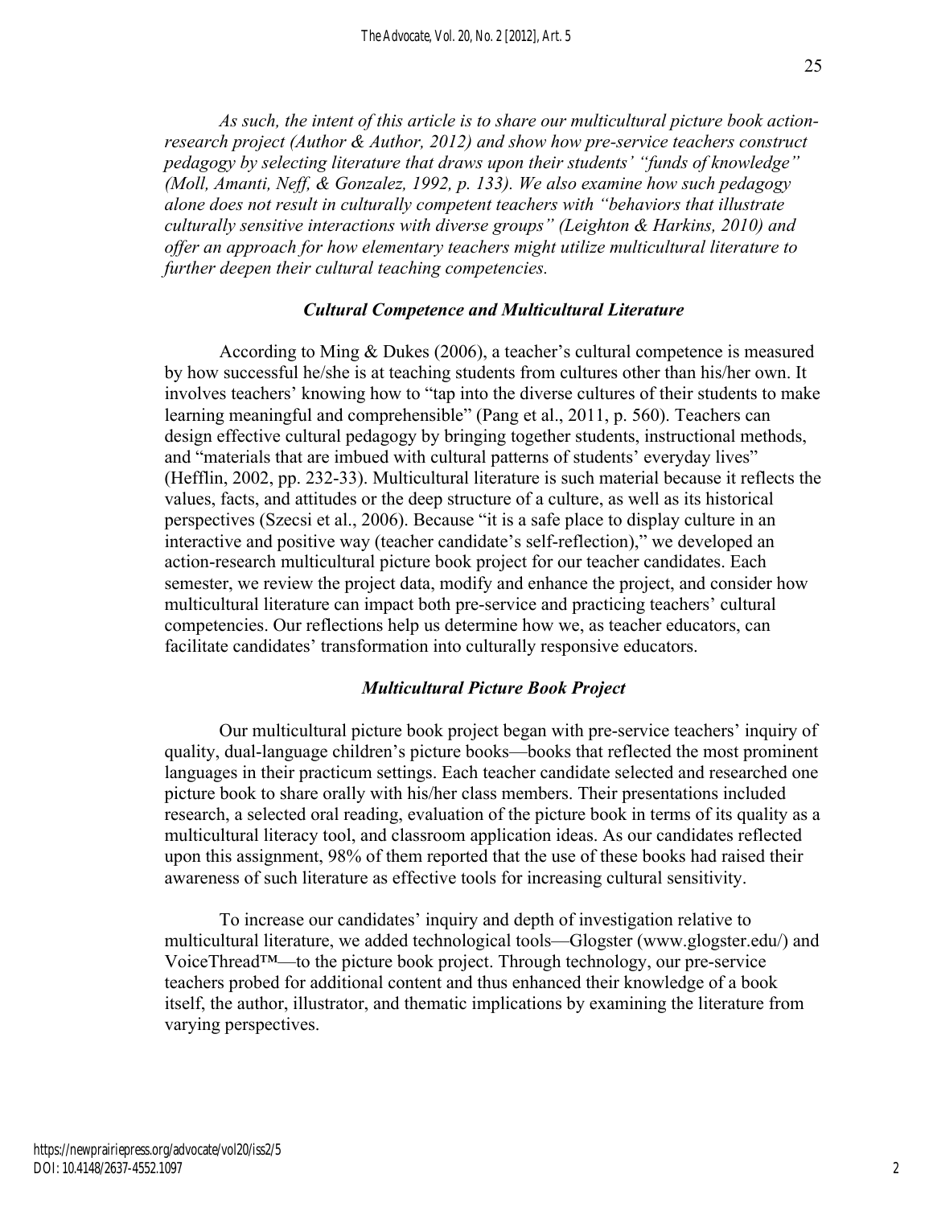*As such, the intent of this article is to share our multicultural picture book action-research project (Author & Author, 2012) and show how pre-service teachers construct pedagogy by selecting literature that draws upon their students' "funds of knowledge" (Moll, Amanti, Neff, & Gonzalez, 1992, p. 133). We also examine how such pedagogy alone does not result in culturally competent teachers with "behaviors that illustrate culturally sensitive interactions with diverse groups" (Leighton & Harkins, 2010) and offer an approach for how elementary teachers might utilize multicultural literature to further deepen their cultural teaching competencies.*

### *Cultural Competence and Multicultural Literature*

According to Ming & Dukes (2006), a teacher's cultural competence is measured by how successful he/she is at teaching students from cultures other than his/her own. It involves teachers' knowing how to "tap into the diverse cultures of their students to make learning meaningful and comprehensible" (Pang et al., 2011, p. 560). Teachers can design effective cultural pedagogy by bringing together students, instructional methods, and "materials that are imbued with cultural patterns of students' everyday lives" (Hefflin, 2002, pp. 232-33). Multicultural literature is such material because it reflects the values, facts, and attitudes or the deep structure of a culture, as well as its historical perspectives (Szecsi et al., 2006). Because "it is a safe place to display culture in an interactive and positive way (teacher candidate's self-reflection)," we developed an action-research multicultural picture book project for our teacher candidates. Each semester, we review the project data, modify and enhance the project, and consider how multicultural literature can impact both pre-service and practicing teachers' cultural competencies. Our reflections help us determine how we, as teacher educators, can facilitate candidates' transformation into culturally responsive educators.

### *Multicultural Picture Book Project*

Our multicultural picture book project began with pre-service teachers' inquiry of quality, dual-language children's picture books—books that reflected the most prominent languages in their practicum settings. Each teacher candidate selected and researched one picture book to share orally with his/her class members. Their presentations included research, a selected oral reading, evaluation of the picture book in terms of its quality as a multicultural literacy tool, and classroom application ideas. As our candidates reflected upon this assignment, 98% of them reported that the use of these books had raised their awareness of such literature as effective tools for increasing cultural sensitivity.

To increase our candidates' inquiry and depth of investigation relative to multicultural literature, we added technological tools—Glogster (www.glogster.edu/) and VoiceThread™—to the picture book project. Through technology, our pre-service teachers probed for additional content and thus enhanced their knowledge of a book itself, the author, illustrator, and thematic implications by examining the literature from varying perspectives.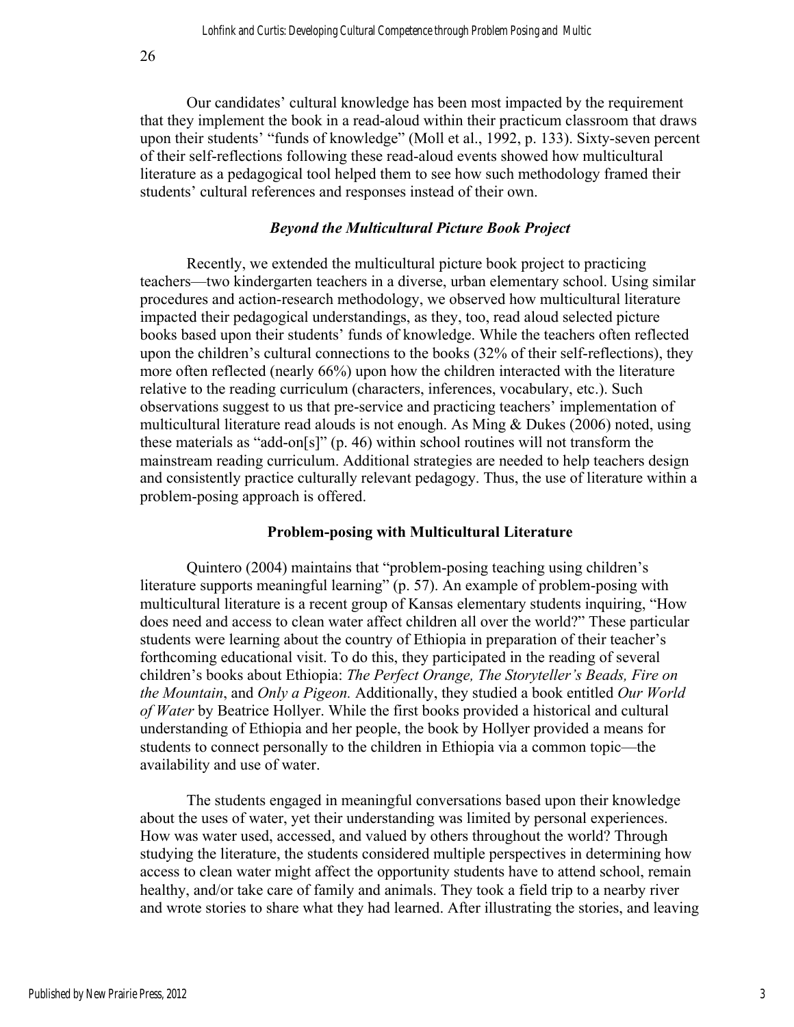Our candidates' cultural knowledge has been most impacted by the requirement that they implement the book in a read-aloud within their practicum classroom that draws upon their students' "funds of knowledge" (Moll et al., 1992, p. 133). Sixty-seven percent of their self-reflections following these read-aloud events showed how multicultural literature as a pedagogical tool helped them to see how such methodology framed their students' cultural references and responses instead of their own.

### *Beyond the Multicultural Picture Book Project*

Recently, we extended the multicultural picture book project to practicing teachers—two kindergarten teachers in a diverse, urban elementary school. Using similar procedures and action-research methodology, we observed how multicultural literature impacted their pedagogical understandings, as they, too, read aloud selected picture books based upon their students' funds of knowledge. While the teachers often reflected upon the children's cultural connections to the books (32% of their self-reflections), they more often reflected (nearly 66%) upon how the children interacted with the literature relative to the reading curriculum (characters, inferences, vocabulary, etc.). Such observations suggest to us that pre-service and practicing teachers' implementation of multicultural literature read alouds is not enough. As Ming & Dukes (2006) noted, using these materials as "add-on[s]" (p. 46) within school routines will not transform the mainstream reading curriculum. Additional strategies are needed to help teachers design and consistently practice culturally relevant pedagogy. Thus, the use of literature within a problem-posing approach is offered.

## Problem-posing with Multicultural Literature

Quintero (2004) maintains that "problem-posing teaching using children's literature supports meaningful learning" (p. 57). An example of problem-posing with multicultural literature is a recent group of Kansas elementary students inquiring, "How does need and access to clean water affect children all over the world?" These particular students were learning about the country of Ethiopia in preparation of their teacher's forthcoming educational visit. To do this, they participated in the reading of several children's books about Ethiopia: *The Perfect Orange, The Storyteller's Beads, Fire on the Mountain*, and *Only a Pigeon.* Additionally, they studied a book entitled *Our World of Water* by Beatrice Hollyer. While the first books provided a historical and cultural understanding of Ethiopia and her people, the book by Hollyer provided a means for students to connect personally to the children in Ethiopia via a common topic—the availability and use of water.

The students engaged in meaningful conversations based upon their knowledge about the uses of water, yet their understanding was limited by personal experiences. How was water used, accessed, and valued by others throughout the world? Through studying the literature, the students considered multiple perspectives in determining how access to clean water might affect the opportunity students have to attend school, remain healthy, and/or take care of family and animals. They took a field trip to a nearby river and wrote stories to share what they had learned. After illustrating the stories, and leaving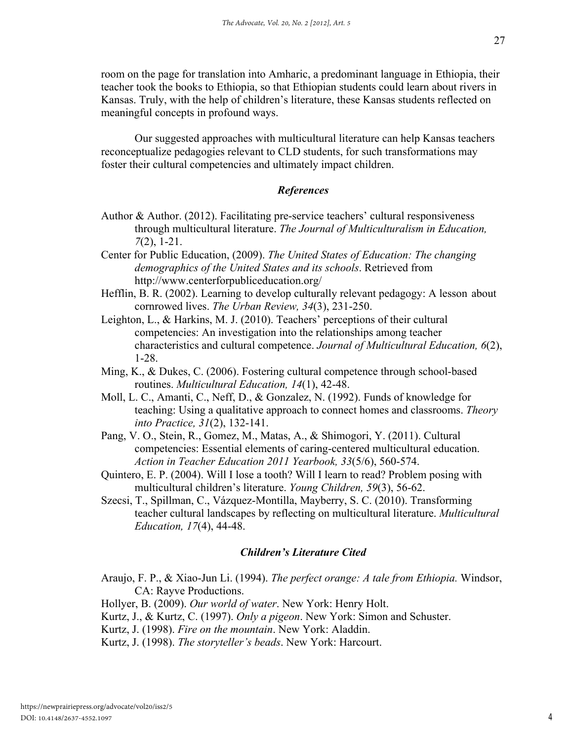room on the page for translation into Amharic, a predominant language in Ethiopia, their teacher took the books to Ethiopia, so that Ethiopian students could learn about rivers in Kansas. Truly, with the help of children's literature, these Kansas students reflected on meaningful concepts in profound ways.

Our suggested approaches with multicultural literature can help Kansas teachers reconceptualize pedagogies relevant to CLD students, for such transformations may foster their cultural competencies and ultimately impact children.

### *References*

Author & Author. (2012). Facilitating pre-service teachers' cultural responsiveness through multicultural literature. *The Journal of Multiculturalism in Education, 7*(2), 1-21.

Center for Public Education, (2009). *The United States of Education: The changing demographics of the United States and its schools*. Retrieved from http://www.centerforpubliceducation.org/

Hefflin, B. R. (2002). Learning to develop culturally relevant pedagogy: A lesson about cornrowed lives. *The Urban Review, 34*(3), 231-250.

Leighton, L., & Harkins, M. J. (2010). Teachers' perceptions of their cultural competencies: An investigation into the relationships among teacher characteristics and cultural competence. *Journal of Multicultural Education, 6*(2), 1-28.

Ming, K., & Dukes, C. (2006). Fostering cultural competence through school-based routines. *Multicultural Education, 14*(1), 42-48.

Moll, L. C., Amanti, C., Neff, D., & Gonzalez, N. (1992). Funds of knowledge for teaching: Using a qualitative approach to connect homes and classrooms. *Theory into Practice, 31*(2), 132-141.

Pang, V. O., Stein, R., Gomez, M., Matas, A., & Shimogori, Y. (2011). Cultural competencies: Essential elements of caring-centered multicultural education. *Action in Teacher Education 2011 Yearbook, 33*(5/6), 560-574.

Quintero, E. P. (2004). Will I lose a tooth? Will I learn to read? Problem posing with multicultural children's literature. *Young Children, 59*(3), 56-62.

Szecsi, T., Spillman, C., Vázquez-Montilla, Mayberry, S. C. (2010). Transforming teacher cultural landscapes by reflecting on multicultural literature. *Multicultural Education, 17*(4), 44-48.

### *Children's Literature Cited*

Araujo, F. P., & Xiao-Jun Li. (1994). *The perfect orange: A tale from Ethiopia.* Windsor, CA: Rayve Productions.

Hollyer, B. (2009). *Our world of water*. New York: Henry Holt.

Kurtz, J., & Kurtz, C. (1997). *Only a pigeon*. New York: Simon and Schuster.

Kurtz, J. (1998). *Fire on the mountain*. New York: Aladdin.

Kurtz, J. (1998). *The storyteller's beads*. New York: Harcourt.